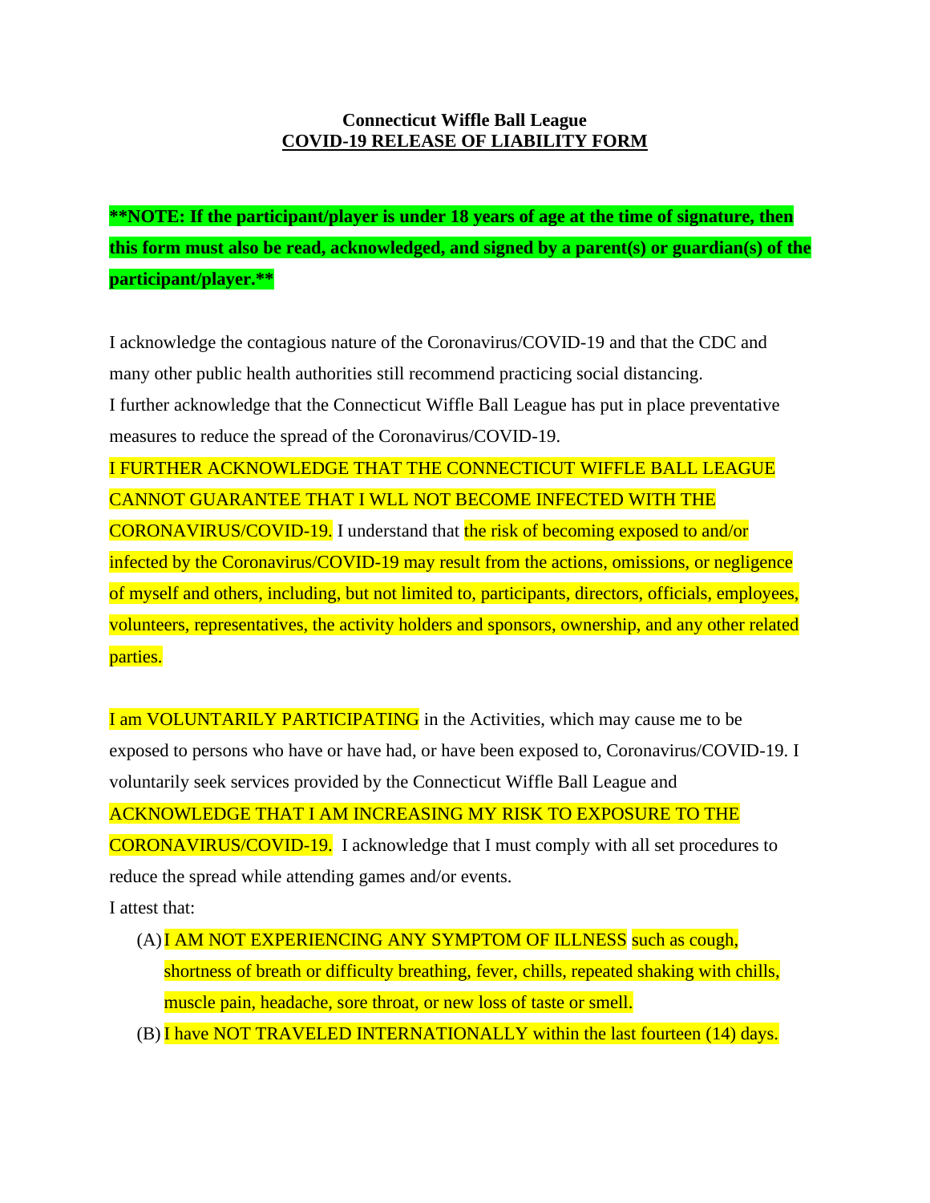**Connecticut Wiffle Ball League**
**COVID-19 RELEASE OF LIABILITY FORM**

****NOTE: If the participant/player is under 18 years of age at the time of signature, then this form must also be read, acknowledged, and signed by a parent(s) or guardian(s) of the participant/player.****

I acknowledge the contagious nature of the Coronavirus/COVID-19 and that the CDC and many other public health authorities still recommend practicing social distancing.
I further acknowledge that the Connecticut Wiffle Ball League has put in place preventative measures to reduce the spread of the Coronavirus/COVID-19.
I FURTHER ACKNOWLEDGE THAT THE CONNECTICUT WIFFLE BALL LEAGUE CANNOT GUARANTEE THAT I WLL NOT BECOME INFECTED WITH THE CORONAVIRUS/COVID-19. I understand that the risk of becoming exposed to and/or infected by the Coronavirus/COVID-19 may result from the actions, omissions, or negligence of myself and others, including, but not limited to, participants, directors, officials, employees, volunteers, representatives, the activity holders and sponsors, ownership, and any other related parties.

I am VOLUNTARILY PARTICIPATING in the Activities, which may cause me to be exposed to persons who have or have had, or have been exposed to, Coronavirus/COVID-19. I voluntarily seek services provided by the Connecticut Wiffle Ball League and ACKNOWLEDGE THAT I AM INCREASING MY RISK TO EXPOSURE TO THE CORONAVIRUS/COVID-19. I acknowledge that I must comply with all set procedures to reduce the spread while attending games and/or events.
I attest that:

(A) I AM NOT EXPERIENCING ANY SYMPTOM OF ILLNESS such as cough, shortness of breath or difficulty breathing, fever, chills, repeated shaking with chills, muscle pain, headache, sore throat, or new loss of taste or smell.
(B) I have NOT TRAVELED INTERNATIONALLY within the last fourteen (14) days.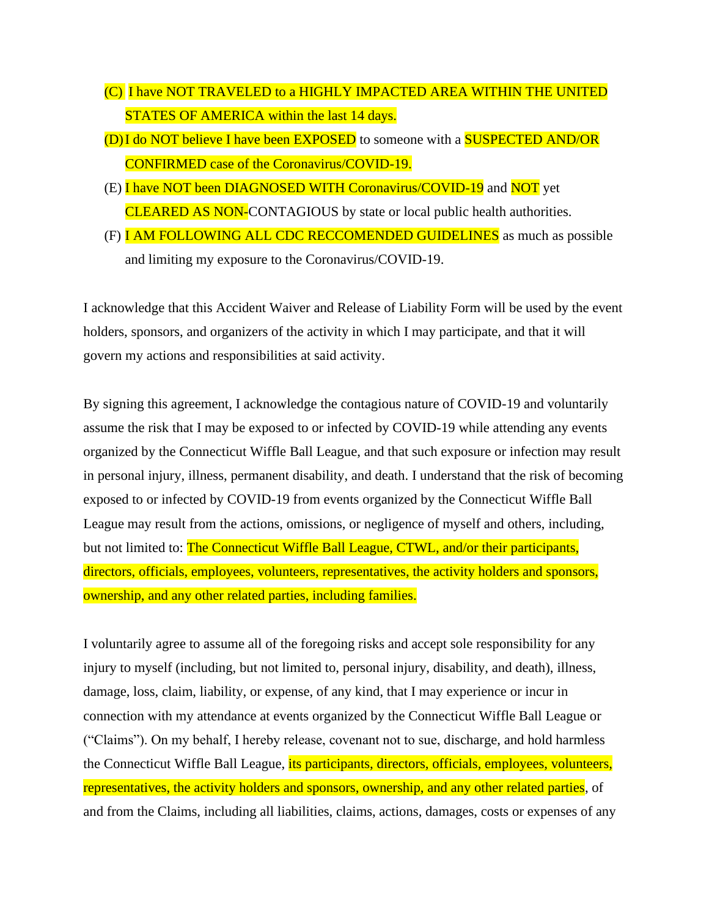(C) I have NOT TRAVELED to a HIGHLY IMPACTED AREA WITHIN THE UNITED STATES OF AMERICA within the last 14 days.

(D) I do NOT believe I have been EXPOSED to someone with a SUSPECTED AND/OR CONFIRMED case of the Coronavirus/COVID-19.

(E) I have NOT been DIAGNOSED WITH Coronavirus/COVID-19 and NOT yet CLEARED AS NON-CONTAGIOUS by state or local public health authorities.

(F) I AM FOLLOWING ALL CDC RECCOMENDED GUIDELINES as much as possible and limiting my exposure to the Coronavirus/COVID-19.

I acknowledge that this Accident Waiver and Release of Liability Form will be used by the event holders, sponsors, and organizers of the activity in which I may participate, and that it will govern my actions and responsibilities at said activity.

By signing this agreement, I acknowledge the contagious nature of COVID-19 and voluntarily assume the risk that I may be exposed to or infected by COVID-19 while attending any events organized by the Connecticut Wiffle Ball League, and that such exposure or infection may result in personal injury, illness, permanent disability, and death. I understand that the risk of becoming exposed to or infected by COVID-19 from events organized by the Connecticut Wiffle Ball League may result from the actions, omissions, or negligence of myself and others, including, but not limited to: The Connecticut Wiffle Ball League, CTWL, and/or their participants, directors, officials, employees, volunteers, representatives, the activity holders and sponsors, ownership, and any other related parties, including families.

I voluntarily agree to assume all of the foregoing risks and accept sole responsibility for any injury to myself (including, but not limited to, personal injury, disability, and death), illness, damage, loss, claim, liability, or expense, of any kind, that I may experience or incur in connection with my attendance at events organized by the Connecticut Wiffle Ball League or ("Claims"). On my behalf, I hereby release, covenant not to sue, discharge, and hold harmless the Connecticut Wiffle Ball League, its participants, directors, officials, employees, volunteers, representatives, the activity holders and sponsors, ownership, and any other related parties, of and from the Claims, including all liabilities, claims, actions, damages, costs or expenses of any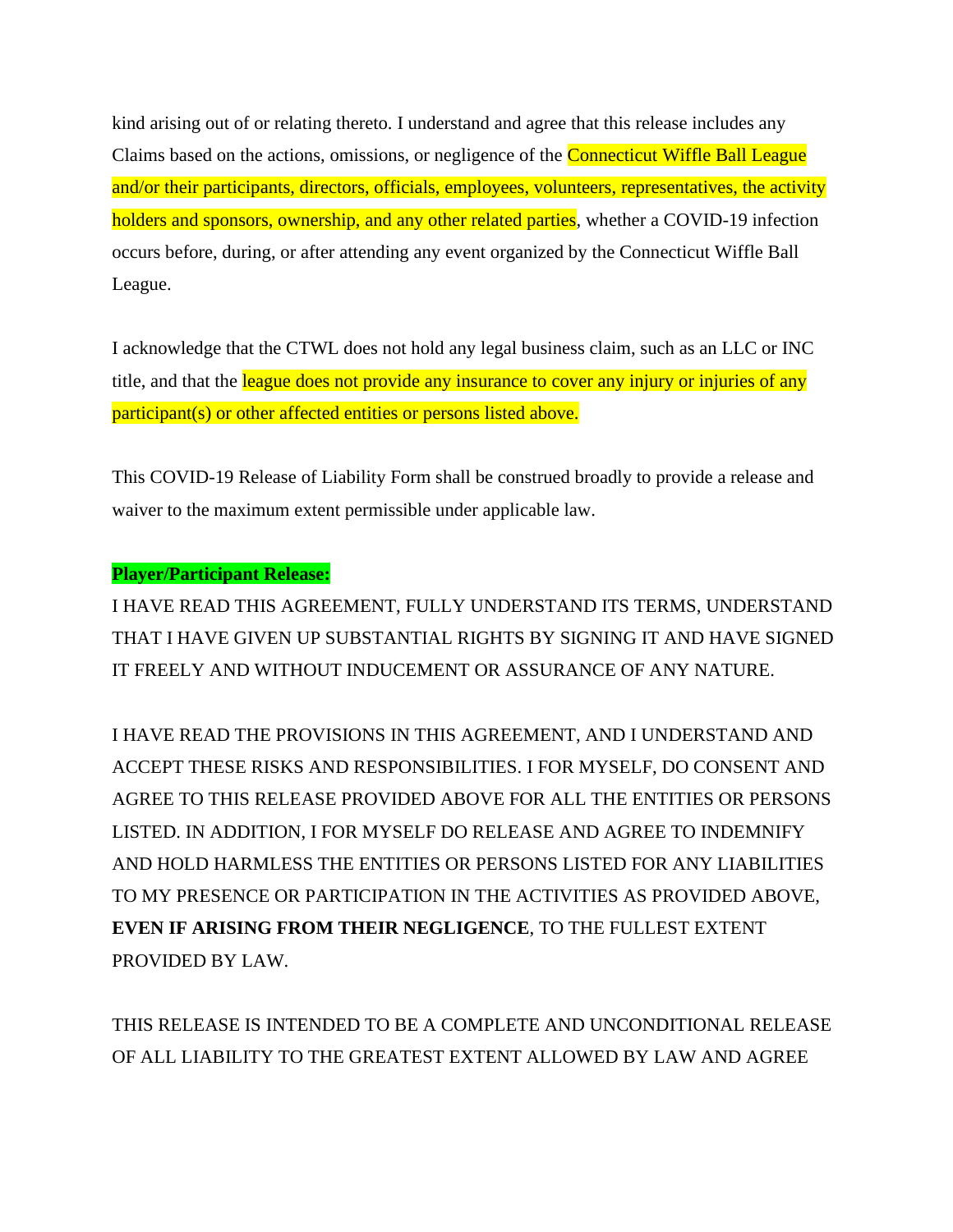kind arising out of or relating thereto. I understand and agree that this release includes any Claims based on the actions, omissions, or negligence of the Connecticut Wiffle Ball League and/or their participants, directors, officials, employees, volunteers, representatives, the activity holders and sponsors, ownership, and any other related parties, whether a COVID-19 infection occurs before, during, or after attending any event organized by the Connecticut Wiffle Ball League.

I acknowledge that the CTWL does not hold any legal business claim, such as an LLC or INC title, and that the league does not provide any insurance to cover any injury or injuries of any participant(s) or other affected entities or persons listed above.

This COVID-19 Release of Liability Form shall be construed broadly to provide a release and waiver to the maximum extent permissible under applicable law.

**Player/Participant Release:**

I HAVE READ THIS AGREEMENT, FULLY UNDERSTAND ITS TERMS, UNDERSTAND THAT I HAVE GIVEN UP SUBSTANTIAL RIGHTS BY SIGNING IT AND HAVE SIGNED IT FREELY AND WITHOUT INDUCEMENT OR ASSURANCE OF ANY NATURE.

I HAVE READ THE PROVISIONS IN THIS AGREEMENT, AND I UNDERSTAND AND ACCEPT THESE RISKS AND RESPONSIBILITIES. I FOR MYSELF, DO CONSENT AND AGREE TO THIS RELEASE PROVIDED ABOVE FOR ALL THE ENTITIES OR PERSONS LISTED. IN ADDITION, I FOR MYSELF DO RELEASE AND AGREE TO INDEMNIFY AND HOLD HARMLESS THE ENTITIES OR PERSONS LISTED FOR ANY LIABILITIES TO MY PRESENCE OR PARTICIPATION IN THE ACTIVITIES AS PROVIDED ABOVE, **EVEN IF ARISING FROM THEIR NEGLIGENCE**, TO THE FULLEST EXTENT PROVIDED BY LAW.

THIS RELEASE IS INTENDED TO BE A COMPLETE AND UNCONDITIONAL RELEASE OF ALL LIABILITY TO THE GREATEST EXTENT ALLOWED BY LAW AND AGREE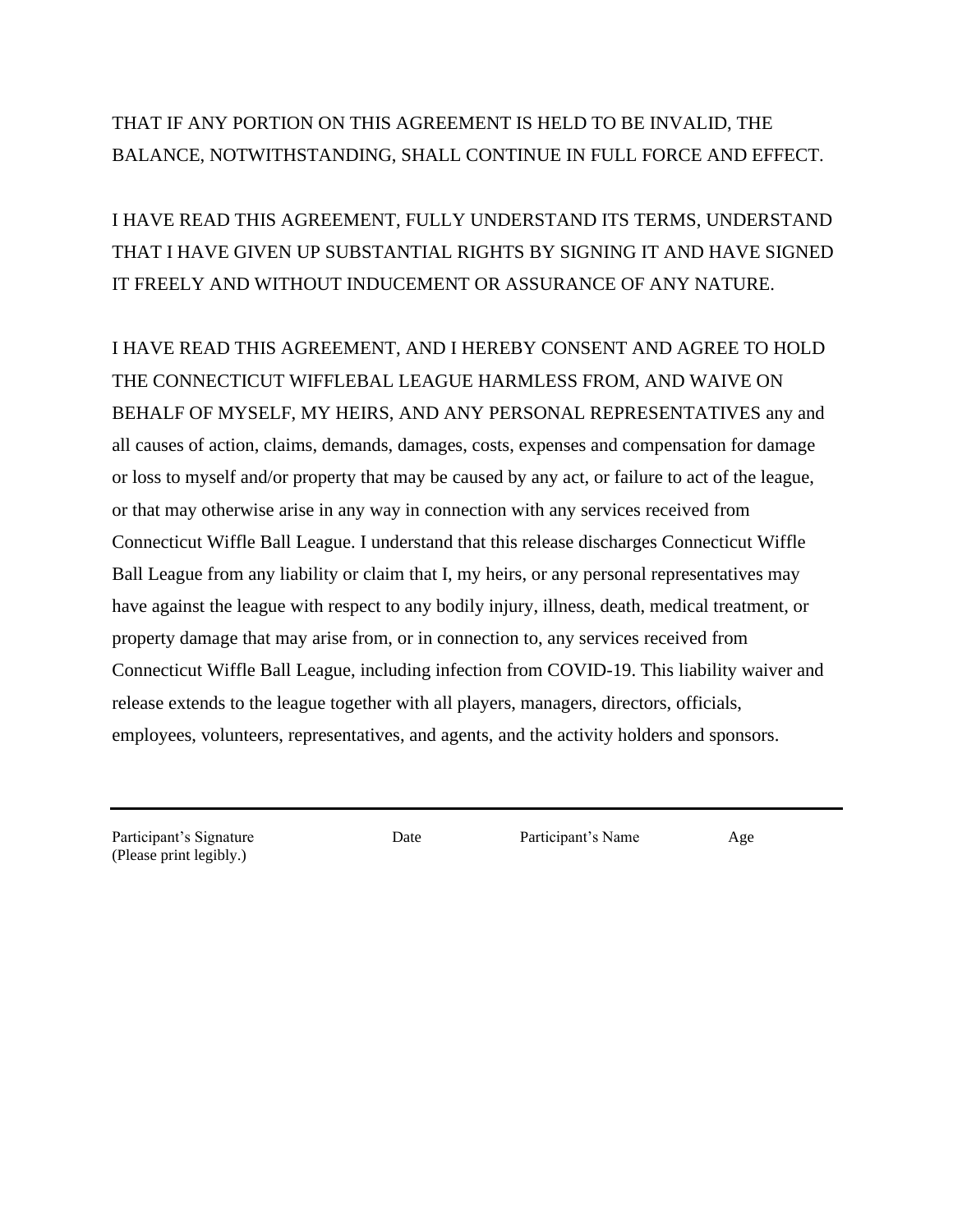THAT IF ANY PORTION ON THIS AGREEMENT IS HELD TO BE INVALID, THE BALANCE, NOTWITHSTANDING, SHALL CONTINUE IN FULL FORCE AND EFFECT.

I HAVE READ THIS AGREEMENT, FULLY UNDERSTAND ITS TERMS, UNDERSTAND THAT I HAVE GIVEN UP SUBSTANTIAL RIGHTS BY SIGNING IT AND HAVE SIGNED IT FREELY AND WITHOUT INDUCEMENT OR ASSURANCE OF ANY NATURE.

I HAVE READ THIS AGREEMENT, AND I HEREBY CONSENT AND AGREE TO HOLD THE CONNECTICUT WIFFLEBAL LEAGUE HARMLESS FROM, AND WAIVE ON BEHALF OF MYSELF, MY HEIRS, AND ANY PERSONAL REPRESENTATIVES any and all causes of action, claims, demands, damages, costs, expenses and compensation for damage or loss to myself and/or property that may be caused by any act, or failure to act of the league, or that may otherwise arise in any way in connection with any services received from Connecticut Wiffle Ball League. I understand that this release discharges Connecticut Wiffle Ball League from any liability or claim that I, my heirs, or any personal representatives may have against the league with respect to any bodily injury, illness, death, medical treatment, or property damage that may arise from, or in connection to, any services received from Connecticut Wiffle Ball League, including infection from COVID-19. This liability waiver and release extends to the league together with all players, managers, directors, officials, employees, volunteers, representatives, and agents, and the activity holders and sponsors.

---

Participant's Signature (Please print legibly.) | Date | Participant's Name | Age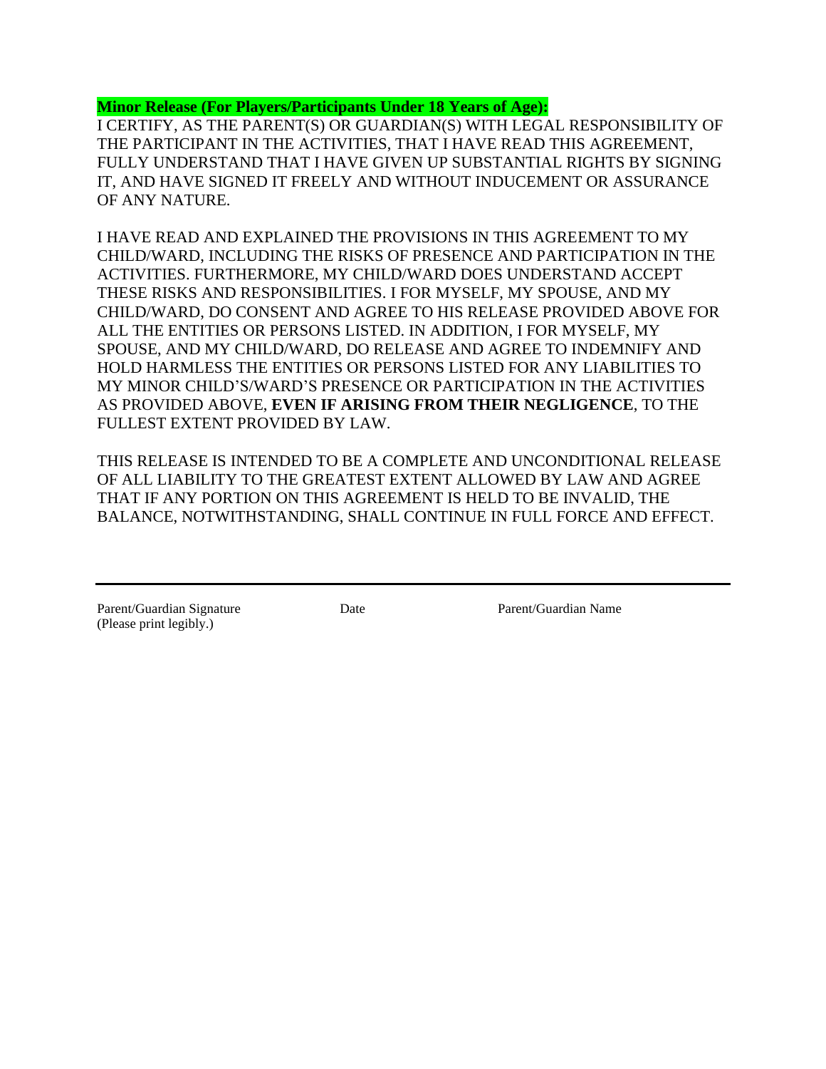**Minor Release (For Players/Participants Under 18 Years of Age):**

I CERTIFY, AS THE PARENT(S) OR GUARDIAN(S) WITH LEGAL RESPONSIBILITY OF THE PARTICIPANT IN THE ACTIVITIES, THAT I HAVE READ THIS AGREEMENT, FULLY UNDERSTAND THAT I HAVE GIVEN UP SUBSTANTIAL RIGHTS BY SIGNING IT, AND HAVE SIGNED IT FREELY AND WITHOUT INDUCEMENT OR ASSURANCE OF ANY NATURE.

I HAVE READ AND EXPLAINED THE PROVISIONS IN THIS AGREEMENT TO MY CHILD/WARD, INCLUDING THE RISKS OF PRESENCE AND PARTICIPATION IN THE ACTIVITIES. FURTHERMORE, MY CHILD/WARD DOES UNDERSTAND ACCEPT THESE RISKS AND RESPONSIBILITIES. I FOR MYSELF, MY SPOUSE, AND MY CHILD/WARD, DO CONSENT AND AGREE TO HIS RELEASE PROVIDED ABOVE FOR ALL THE ENTITIES OR PERSONS LISTED. IN ADDITION, I FOR MYSELF, MY SPOUSE, AND MY CHILD/WARD, DO RELEASE AND AGREE TO INDEMNIFY AND HOLD HARMLESS THE ENTITIES OR PERSONS LISTED FOR ANY LIABILITIES TO MY MINOR CHILD'S/WARD'S PRESENCE OR PARTICIPATION IN THE ACTIVITIES AS PROVIDED ABOVE, **EVEN IF ARISING FROM THEIR NEGLIGENCE**, TO THE FULLEST EXTENT PROVIDED BY LAW.

THIS RELEASE IS INTENDED TO BE A COMPLETE AND UNCONDITIONAL RELEASE OF ALL LIABILITY TO THE GREATEST EXTENT ALLOWED BY LAW AND AGREE THAT IF ANY PORTION ON THIS AGREEMENT IS HELD TO BE INVALID, THE BALANCE, NOTWITHSTANDING, SHALL CONTINUE IN FULL FORCE AND EFFECT.

---

Parent/Guardian Signature          Date          Parent/Guardian Name
(Please print legibly.)